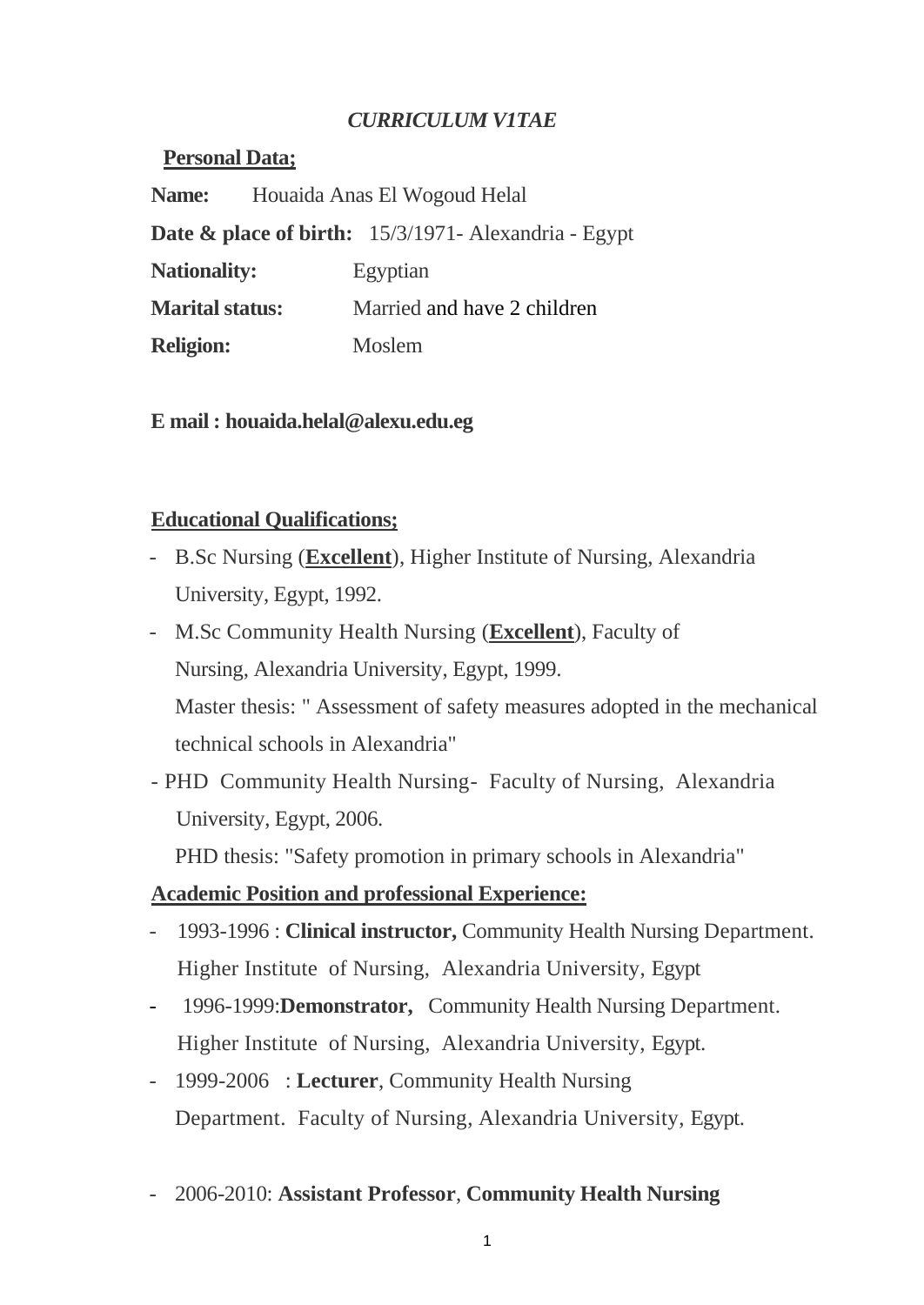# *CURRICULUM V1TAE*

## Personal Data;

**Name:** Houaida Anas El Wogoud Helal

**Date & place of birth:** 15/3/1971- Alexandria - Egypt

**Nationality:** Egyptian

**Marital status:** Married and have 2 children

**Religion:** Moslem

**E mail : houaida.helal@alexu.edu.eg**

## Educational Qualifications;

- B.Sc Nursing (**Excellent**), Higher Institute of Nursing, Alexandria University, Egypt, 1992.
- M.Sc Community Health Nursing (**Excellent**), Faculty of Nursing, Alexandria University, Egypt, 1999.

  Master thesis: " Assessment of safety measures adopted in the mechanical technical schools in Alexandria"
- PHD Community Health Nursing- Faculty of Nursing, Alexandria University, Egypt, 2006.

  PHD thesis: "Safety promotion in primary schools in Alexandria"

## Academic Position and professional Experience:

- 1993-1996 : **Clinical instructor,** Community Health Nursing Department. Higher Institute of Nursing, Alexandria University, Egypt
- 1996-1999:**Demonstrator,** Community Health Nursing Department. Higher Institute of Nursing, Alexandria University, Egypt.
- 1999-2006 : **Lecturer**, Community Health Nursing Department. Faculty of Nursing, Alexandria University, Egypt.
- 2006-2010: **Assistant Professor**, **Community Health Nursing**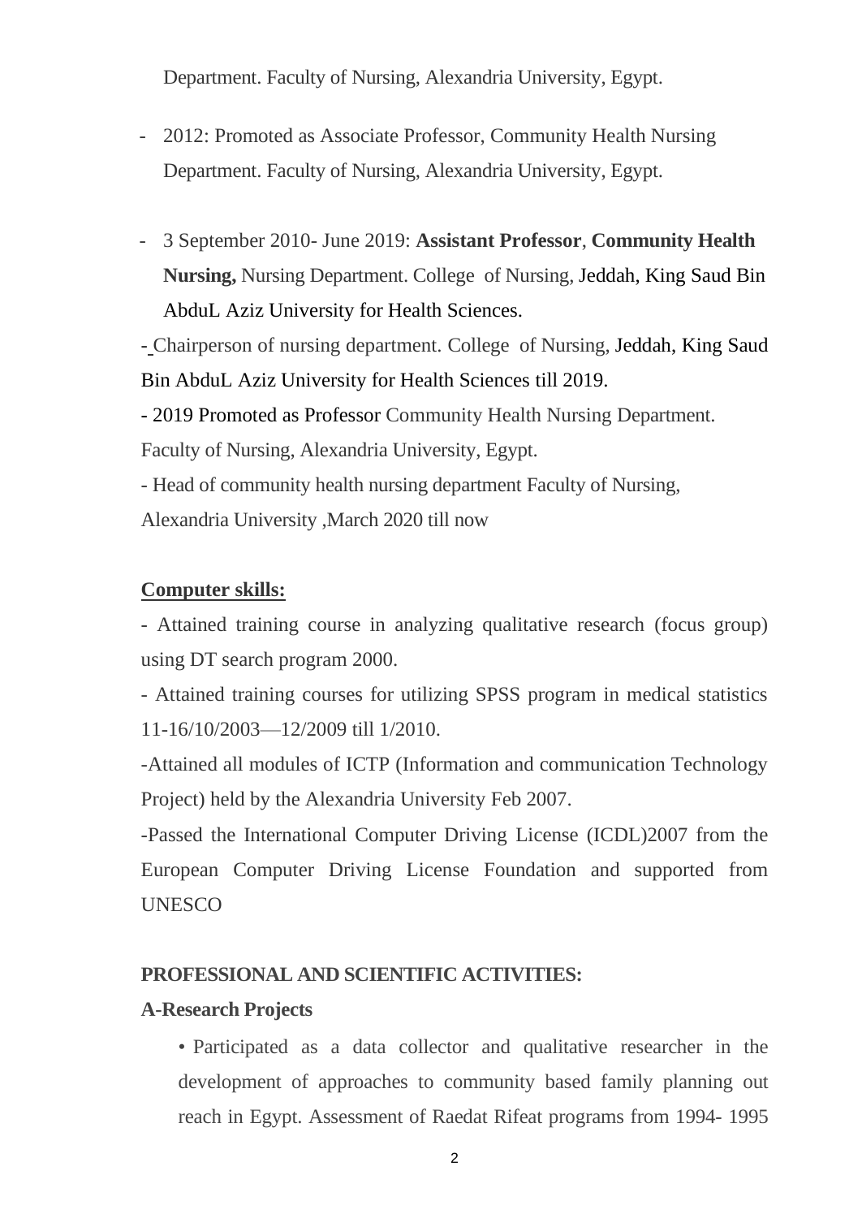Department. Faculty of Nursing, Alexandria University, Egypt.

- 2012: Promoted as Associate Professor, Community Health Nursing Department. Faculty of Nursing, Alexandria University, Egypt.

- 3 September 2010- June 2019: **Assistant Professor**, **Community Health Nursing,** Nursing Department. College of Nursing, Jeddah, King Saud Bin AbduL Aziz University for Health Sciences.

- Chairperson of nursing department. College of Nursing, Jeddah, King Saud Bin AbduL Aziz University for Health Sciences till 2019.

- 2019 Promoted as Professor Community Health Nursing Department. Faculty of Nursing, Alexandria University, Egypt.

- Head of community health nursing department Faculty of Nursing, Alexandria University ,March 2020 till now

## **<u>Computer skills:</u>**

- Attained training course in analyzing qualitative research (focus group) using DT search program 2000.
- Attained training courses for utilizing SPSS program in medical statistics 11-16/10/2003—12/2009 till 1/2010.
- Attained all modules of ICTP (Information and communication Technology Project) held by the Alexandria University Feb 2007.
- Passed the International Computer Driving License (ICDL)2007 from the European Computer Driving License Foundation and supported from UNESCO

## **PROFESSIONAL AND SCIENTIFIC ACTIVITIES:**

### **A-Research Projects**

• Participated as a data collector and qualitative researcher in the development of approaches to community based family planning out reach in Egypt. Assessment of Raedat Rifeat programs from 1994- 1995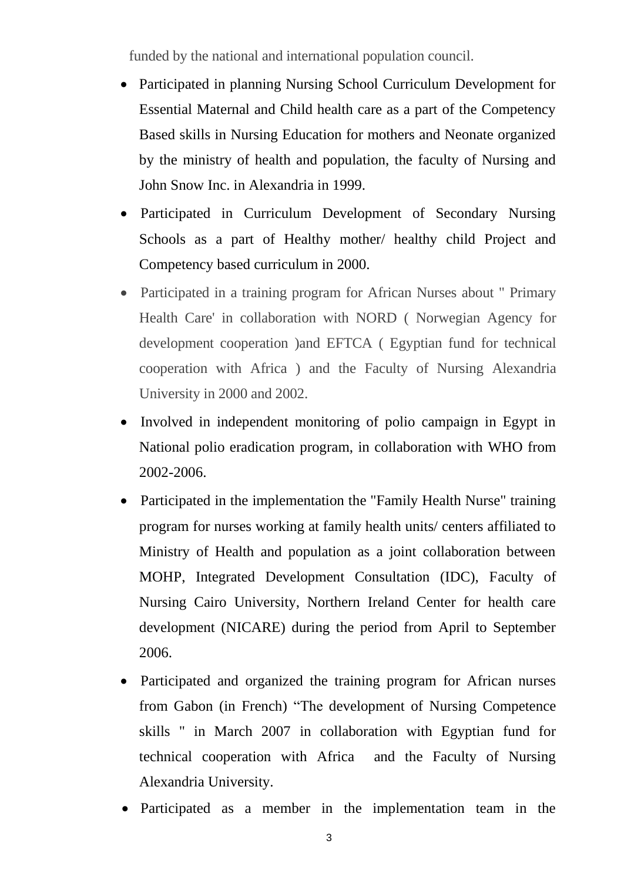funded by the national and international population council.

- Participated in planning Nursing School Curriculum Development for Essential Maternal and Child health care as a part of the Competency Based skills in Nursing Education for mothers and Neonate organized by the ministry of health and population, the faculty of Nursing and John Snow Inc. in Alexandria in 1999.
- Participated in Curriculum Development of Secondary Nursing Schools as a part of Healthy mother/ healthy child Project and Competency based curriculum in 2000.
- Participated in a training program for African Nurses about " Primary Health Care' in collaboration with NORD ( Norwegian Agency for development cooperation )and EFTCA ( Egyptian fund for technical cooperation with Africa ) and the Faculty of Nursing Alexandria University in 2000 and 2002.
- Involved in independent monitoring of polio campaign in Egypt in National polio eradication program, in collaboration with WHO from 2002-2006.
- Participated in the implementation the "Family Health Nurse" training program for nurses working at family health units/ centers affiliated to Ministry of Health and population as a joint collaboration between MOHP, Integrated Development Consultation (IDC), Faculty of Nursing Cairo University, Northern Ireland Center for health care development (NICARE) during the period from April to September 2006.
- Participated and organized the training program for African nurses from Gabon (in French) “The development of Nursing Competence skills " in March 2007 in collaboration with Egyptian fund for technical cooperation with Africa and the Faculty of Nursing Alexandria University.
- Participated as a member in the implementation team in the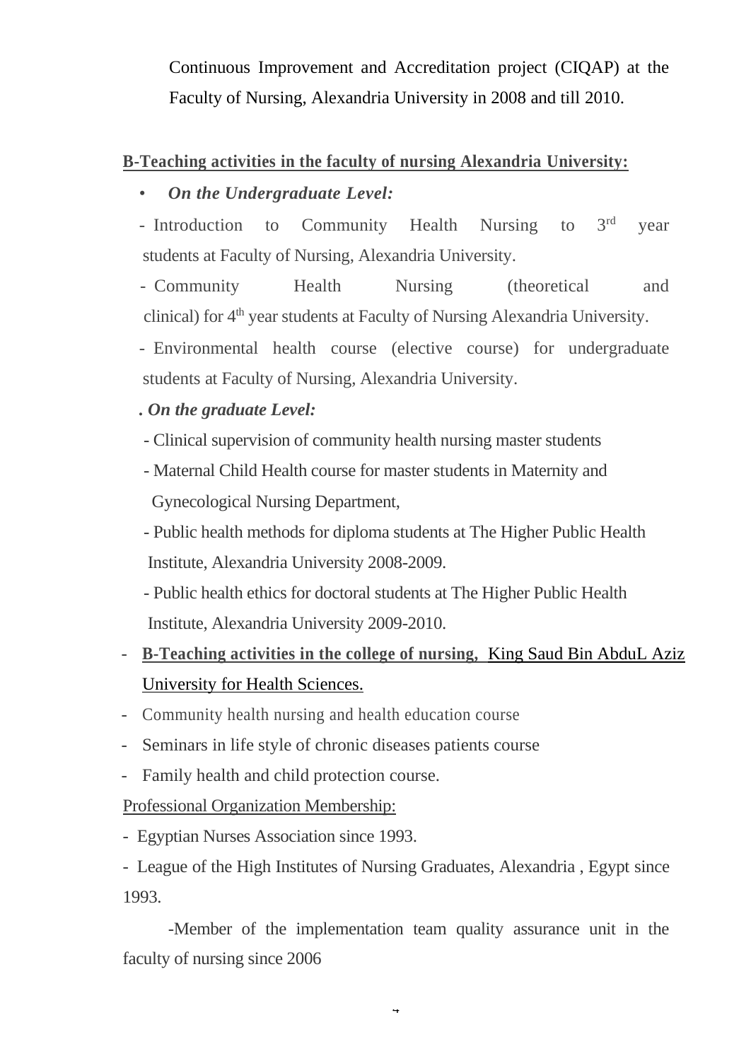Continuous Improvement and Accreditation project (CIQAP) at the Faculty of Nursing, Alexandria University in 2008 and till 2010.

**B-Teaching activities in the faculty of nursing Alexandria University:**

- ***On the Undergraduate Level:***

- Introduction to Community Health Nursing to 3rd year students at Faculty of Nursing, Alexandria University.
- Community Health Nursing (theoretical and clinical) for 4th year students at Faculty of Nursing Alexandria University.
- Environmental health course (elective course) for undergraduate students at Faculty of Nursing, Alexandria University.

. ***On the graduate Level:***

- Clinical supervision of community health nursing master students
- Maternal Child Health course for master students in Maternity and Gynecological Nursing Department,
- Public health methods for diploma students at The Higher Public Health Institute, Alexandria University 2008-2009.
- Public health ethics for doctoral students at The Higher Public Health Institute, Alexandria University 2009-2010.

- **B-Teaching activities in the college of nursing,** King Saud Bin AbduL Aziz University for Health Sciences.
- Community health nursing and health education course
- Seminars in life style of chronic diseases patients course
- Family health and child protection course.

Professional Organization Membership:

- Egyptian Nurses Association since 1993.
- League of the High Institutes of Nursing Graduates, Alexandria , Egypt since 1993.

-Member of the implementation team quality assurance unit in the faculty of nursing since 2006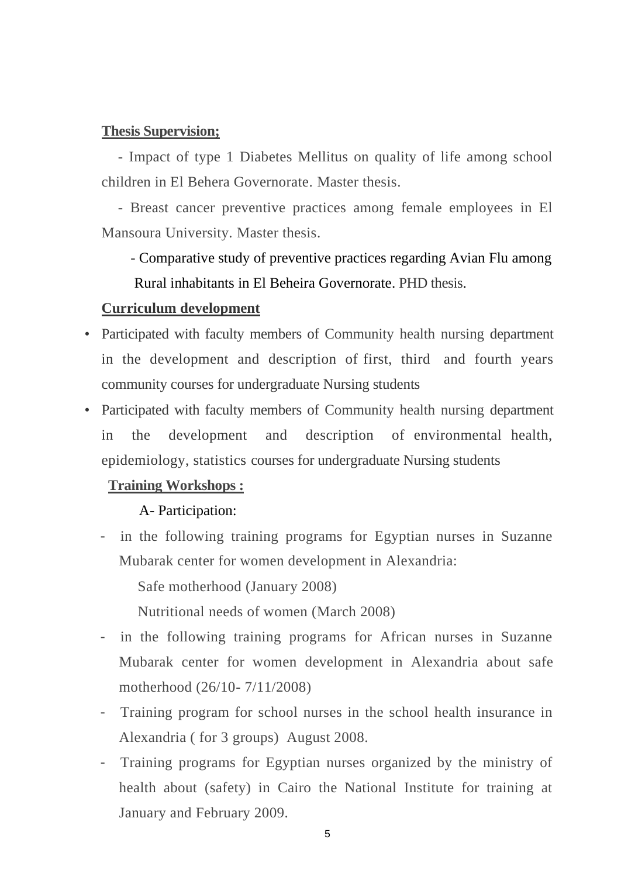**Thesis Supervision;**

- Impact of type 1 Diabetes Mellitus on quality of life among school children in El Behera Governorate. Master thesis.
- Breast cancer preventive practices among female employees in El Mansoura University. Master thesis.
- Comparative study of preventive practices regarding Avian Flu among Rural inhabitants in El Beheira Governorate. PHD thesis.

**Curriculum development**

- Participated with faculty members of Community health nursing department in the development and description of first, third and fourth years community courses for undergraduate Nursing students
- Participated with faculty members of Community health nursing department in the development and description of environmental health, epidemiology, statistics courses for undergraduate Nursing students

**Training Workshops :**

A- Participation:

- in the following training programs for Egyptian nurses in Suzanne Mubarak center for women development in Alexandria:

  Safe motherhood (January 2008)

  Nutritional needs of women (March 2008)
- in the following training programs for African nurses in Suzanne Mubarak center for women development in Alexandria about safe motherhood (26/10- 7/11/2008)
- Training program for school nurses in the school health insurance in Alexandria ( for 3 groups) August 2008.
- Training programs for Egyptian nurses organized by the ministry of health about (safety) in Cairo the National Institute for training at January and February 2009.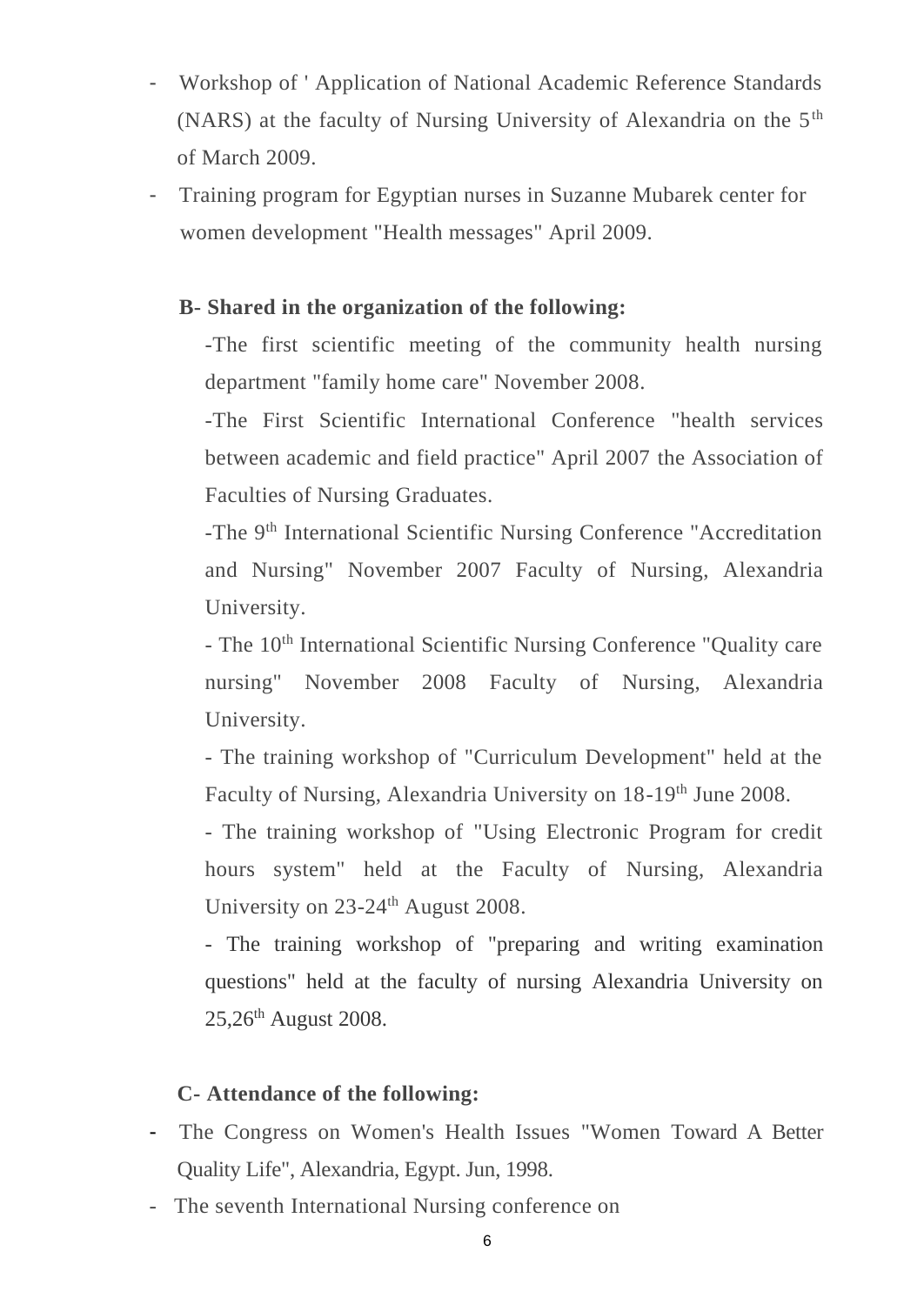- Workshop of ' Application of National Academic Reference Standards (NARS) at the faculty of Nursing University of Alexandria on the 5th of March 2009.
- Training program for Egyptian nurses in Suzanne Mubarek center for women development "Health messages" April 2009.

**B- Shared in the organization of the following:**

-The first scientific meeting of the community health nursing department "family home care" November 2008.

-The First Scientific International Conference "health services between academic and field practice" April 2007 the Association of Faculties of Nursing Graduates.

-The 9th International Scientific Nursing Conference "Accreditation and Nursing" November 2007 Faculty of Nursing, Alexandria University.

- The 10th International Scientific Nursing Conference "Quality care nursing" November 2008 Faculty of Nursing, Alexandria University.

- The training workshop of "Curriculum Development" held at the Faculty of Nursing, Alexandria University on 18-19th June 2008.

- The training workshop of "Using Electronic Program for credit hours system" held at the Faculty of Nursing, Alexandria University on 23-24th August 2008.

- The training workshop of "preparing and writing examination questions" held at the faculty of nursing Alexandria University on 25,26th August 2008.

**C- Attendance of the following:**

- The Congress on Women's Health Issues "Women Toward A Better Quality Life", Alexandria, Egypt. Jun, 1998.
- The seventh International Nursing conference on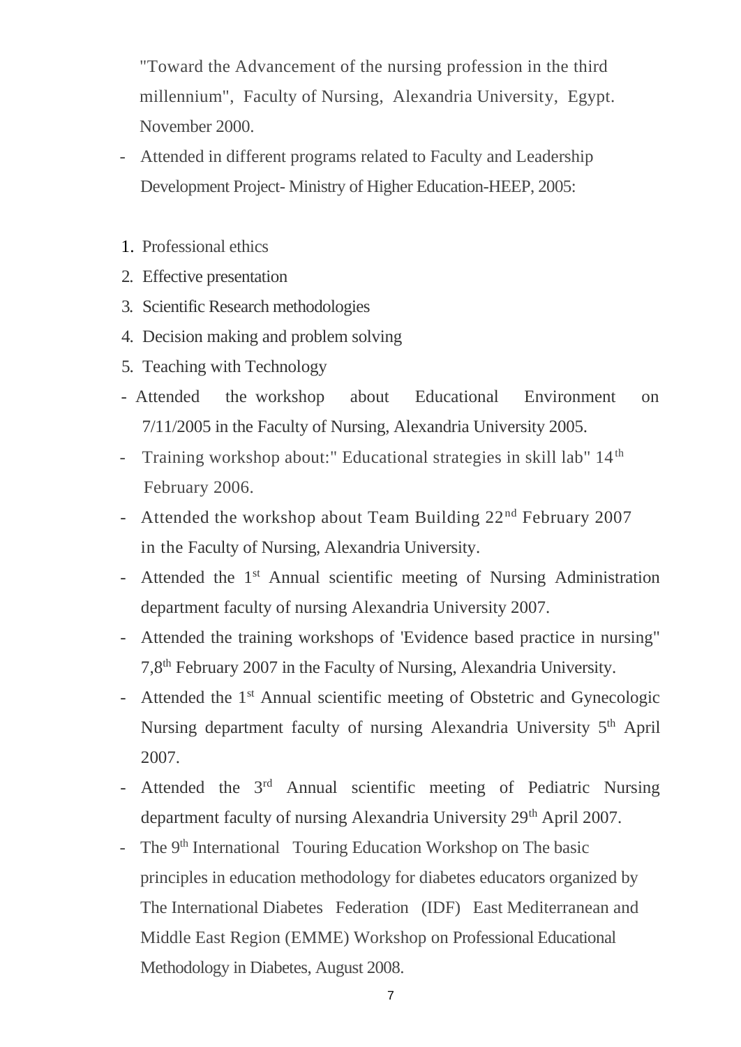"Toward the Advancement of the nursing profession in the third millennium", Faculty of Nursing, Alexandria University, Egypt. November 2000.

- Attended in different programs related to Faculty and Leadership Development Project- Ministry of Higher Education-HEEP, 2005:

1. Professional ethics
2. Effective presentation
3. Scientific Research methodologies
4. Decision making and problem solving
5. Teaching with Technology

- Attended the workshop about Educational Environment on 7/11/2005 in the Faculty of Nursing, Alexandria University 2005.
- Training workshop about:" Educational strategies in skill lab" 14th February 2006.
- Attended the workshop about Team Building 22nd February 2007 in the Faculty of Nursing, Alexandria University.
- Attended the 1st Annual scientific meeting of Nursing Administration department faculty of nursing Alexandria University 2007.
- Attended the training workshops of 'Evidence based practice in nursing" 7,8th February 2007 in the Faculty of Nursing, Alexandria University.
- Attended the 1st Annual scientific meeting of Obstetric and Gynecologic Nursing department faculty of nursing Alexandria University 5th April 2007.
- Attended the 3rd Annual scientific meeting of Pediatric Nursing department faculty of nursing Alexandria University 29th April 2007.
- The 9th International Touring Education Workshop on The basic principles in education methodology for diabetes educators organized by The International Diabetes Federation (IDF) East Mediterranean and Middle East Region (EMME) Workshop on Professional Educational Methodology in Diabetes, August 2008.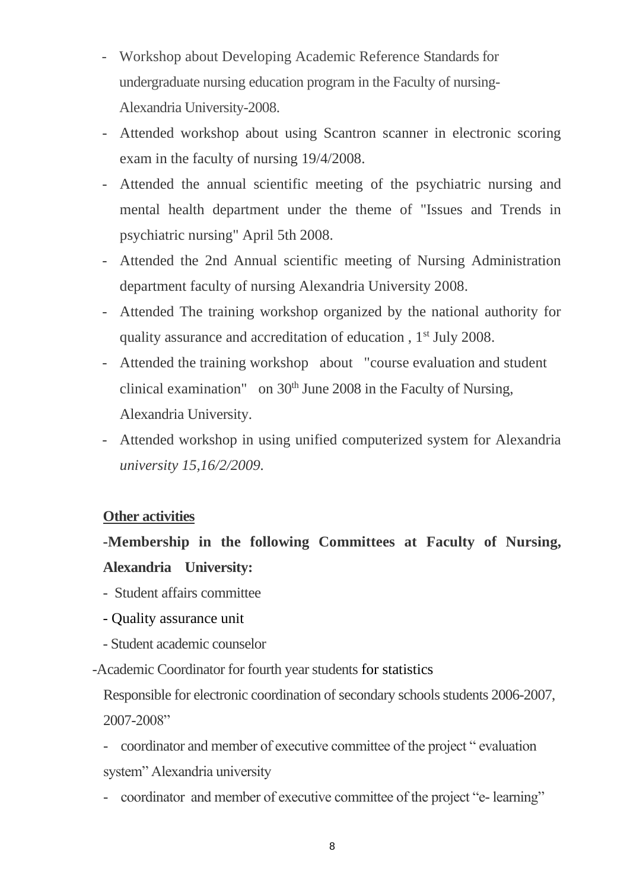- Workshop about Developing Academic Reference Standards for undergraduate nursing education program in the Faculty of nursing- Alexandria University-2008.
- Attended workshop about using Scantron scanner in electronic scoring exam in the faculty of nursing 19/4/2008.
- Attended the annual scientific meeting of the psychiatric nursing and mental health department under the theme of "Issues and Trends in psychiatric nursing" April 5th 2008.
- Attended the 2nd Annual scientific meeting of Nursing Administration department faculty of nursing Alexandria University 2008.
- Attended The training workshop organized by the national authority for quality assurance and accreditation of education , 1st July 2008.
- Attended the training workshop about "course evaluation and student clinical examination" on 30th June 2008 in the Faculty of Nursing, Alexandria University.
- Attended workshop in using unified computerized system for Alexandria *university 15,16/2/2009.*

**Other activities**

**-Membership in the following Committees at Faculty of Nursing, Alexandria University:**

- Student affairs committee
- Quality assurance unit
- Student academic counselor

-Academic Coordinator for fourth year students for statistics

Responsible for electronic coordination of secondary schools students 2006-2007, 2007-2008"

- coordinator and member of executive committee of the project " evaluation system" Alexandria university
- coordinator and member of executive committee of the project "e- learning"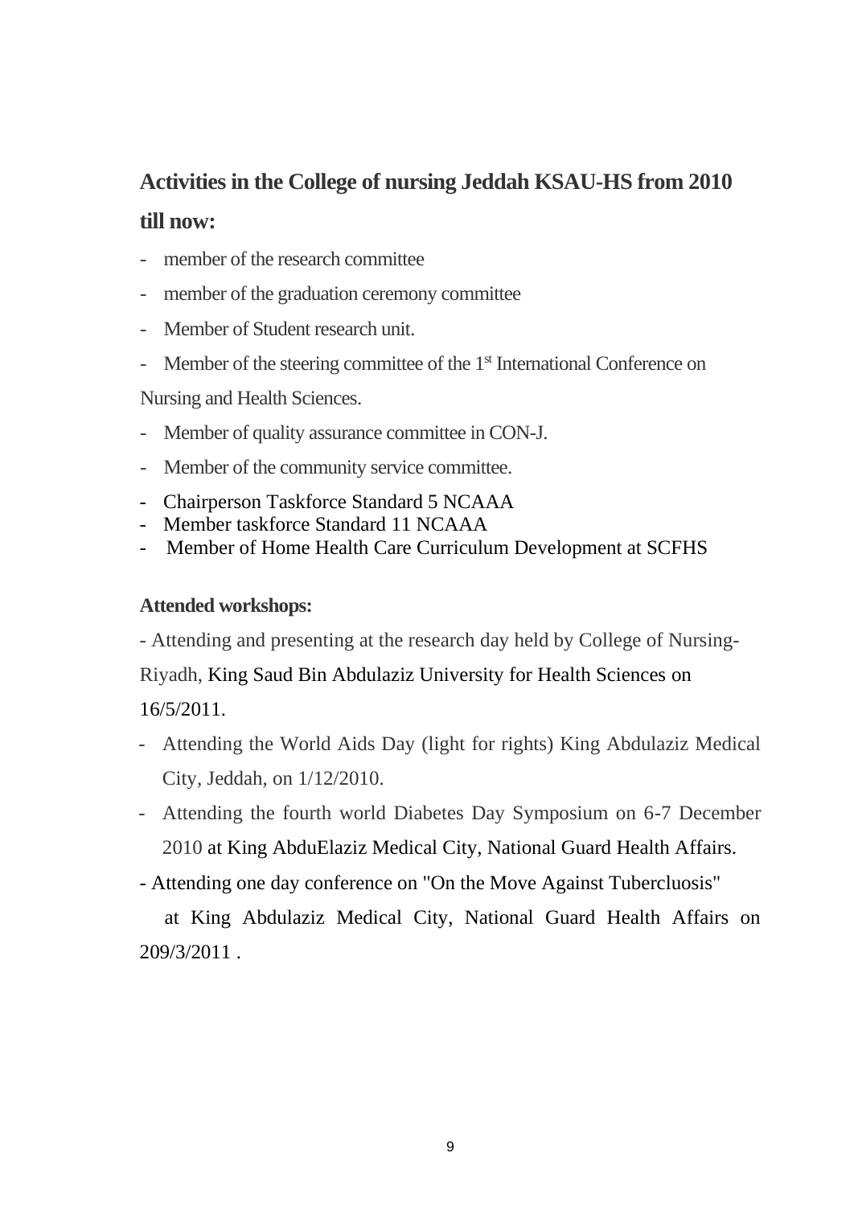## Activities in the College of nursing Jeddah KSAU-HS from 2010 till now:

- member of the research committee
- member of the graduation ceremony committee
- Member of Student research unit.
- Member of the steering committee of the 1st International Conference on Nursing and Health Sciences.
- Member of quality assurance committee in CON-J.
- Member of the community service committee.
- Chairperson Taskforce Standard 5 NCAAA
- Member taskforce Standard 11 NCAAA
- Member of Home Health Care Curriculum Development at SCFHS

### Attended workshops:

- Attending and presenting at the research day held by College of Nursing-Riyadh, King Saud Bin Abdulaziz University for Health Sciences on 16/5/2011.
- Attending the World Aids Day (light for rights) King Abdulaziz Medical City, Jeddah, on 1/12/2010.
- Attending the fourth world Diabetes Day Symposium on 6-7 December 2010 at King AbduElaziz Medical City, National Guard Health Affairs.
- Attending one day conference on "On the Move Against Tubercluosis" at King Abdulaziz Medical City, National Guard Health Affairs on 209/3/2011 .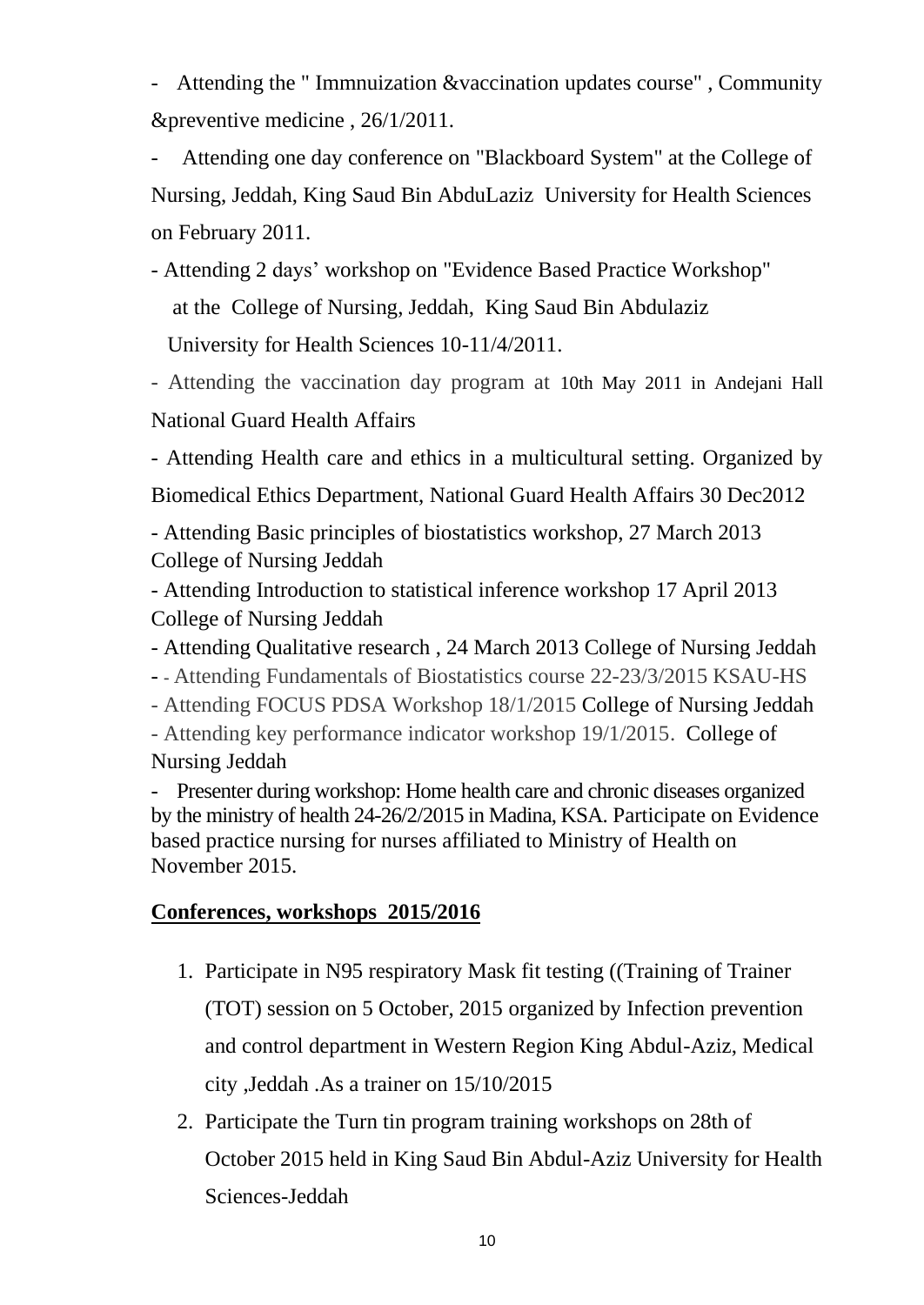- Attending the " Immnuization &vaccination updates course" , Community &preventive medicine , 26/1/2011.

- Attending one day conference on "Blackboard System" at the College of Nursing, Jeddah, King Saud Bin AbduLaziz University for Health Sciences on February 2011.

- Attending 2 days' workshop on "Evidence Based Practice Workshop" at the College of Nursing, Jeddah, King Saud Bin Abdulaziz University for Health Sciences 10-11/4/2011.

- Attending the vaccination day program at 10th May 2011 in Andejani Hall National Guard Health Affairs

- Attending Health care and ethics in a multicultural setting. Organized by Biomedical Ethics Department, National Guard Health Affairs 30 Dec2012

- Attending Basic principles of biostatistics workshop, 27 March 2013 College of Nursing Jeddah

- Attending Introduction to statistical inference workshop 17 April 2013 College of Nursing Jeddah

- Attending Qualitative research , 24 March 2013 College of Nursing Jeddah

- - Attending Fundamentals of Biostatistics course 22-23/3/2015 KSAU-HS

- Attending FOCUS PDSA Workshop 18/1/2015 College of Nursing Jeddah

- Attending key performance indicator workshop 19/1/2015. College of Nursing Jeddah

- Presenter during workshop: Home health care and chronic diseases organized by the ministry of health 24-26/2/2015 in Madina, KSA. Participate on Evidence based practice nursing for nurses affiliated to Ministry of Health on November 2015.

**Conferences, workshops 2015/2016**

1. Participate in N95 respiratory Mask fit testing ((Training of Trainer (TOT) session on 5 October, 2015 organized by Infection prevention and control department in Western Region King Abdul-Aziz, Medical city ,Jeddah .As a trainer on 15/10/2015
2. Participate the Turn tin program training workshops on 28th of October 2015 held in King Saud Bin Abdul-Aziz University for Health Sciences-Jeddah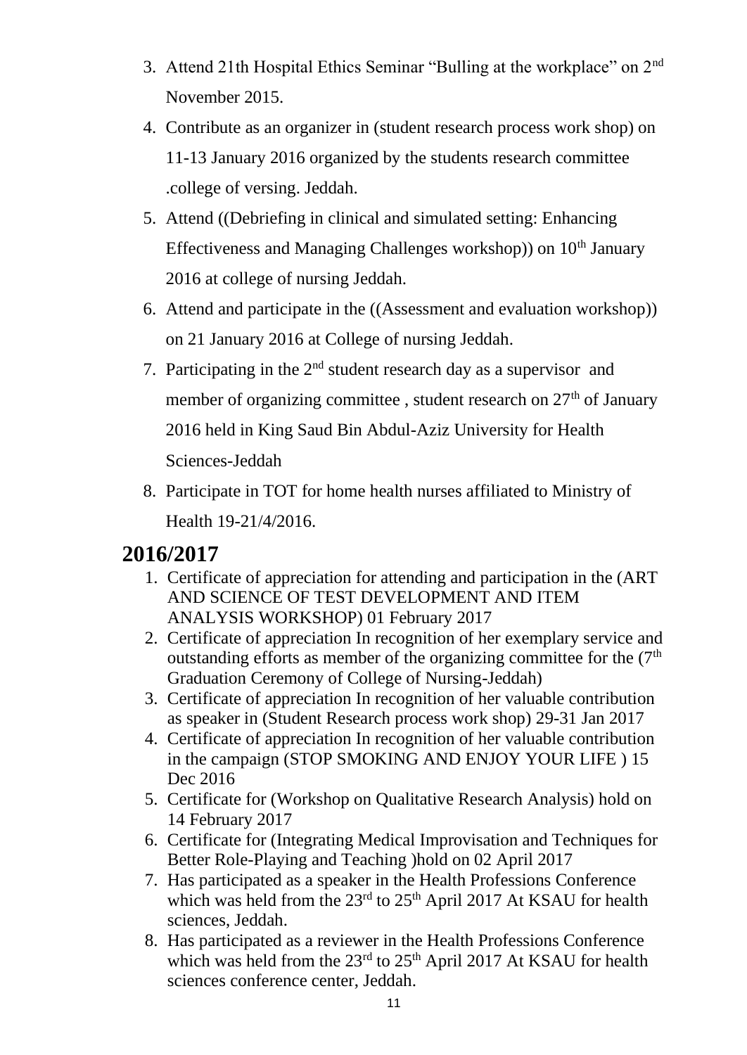3. Attend 21th Hospital Ethics Seminar "Bulling at the workplace" on 2nd November 2015.
4. Contribute as an organizer in (student research process work shop) on 11-13 January 2016 organized by the students research committee .college of versing. Jeddah.
5. Attend ((Debriefing in clinical and simulated setting: Enhancing Effectiveness and Managing Challenges workshop)) on 10th January 2016 at college of nursing Jeddah.
6. Attend and participate in the ((Assessment and evaluation workshop)) on 21 January 2016 at College of nursing Jeddah.
7. Participating in the 2nd student research day as a supervisor and member of organizing committee , student research on 27th of January 2016 held in King Saud Bin Abdul-Aziz University for Health Sciences-Jeddah
8. Participate in TOT for home health nurses affiliated to Ministry of Health 19-21/4/2016.

## 2016/2017

1. Certificate of appreciation for attending and participation in the (ART AND SCIENCE OF TEST DEVELOPMENT AND ITEM ANALYSIS WORKSHOP) 01 February 2017
2. Certificate of appreciation In recognition of her exemplary service and outstanding efforts as member of the organizing committee for the (7th Graduation Ceremony of College of Nursing-Jeddah)
3. Certificate of appreciation In recognition of her valuable contribution as speaker in (Student Research process work shop) 29-31 Jan 2017
4. Certificate of appreciation In recognition of her valuable contribution in the campaign (STOP SMOKING AND ENJOY YOUR LIFE ) 15 Dec 2016
5. Certificate for (Workshop on Qualitative Research Analysis) hold on 14 February 2017
6. Certificate for (Integrating Medical Improvisation and Techniques for Better Role-Playing and Teaching )hold on 02 April 2017
7. Has participated as a speaker in the Health Professions Conference which was held from the 23rd to 25th April 2017 At KSAU for health sciences, Jeddah.
8. Has participated as a reviewer in the Health Professions Conference which was held from the 23rd to 25th April 2017 At KSAU for health sciences conference center, Jeddah.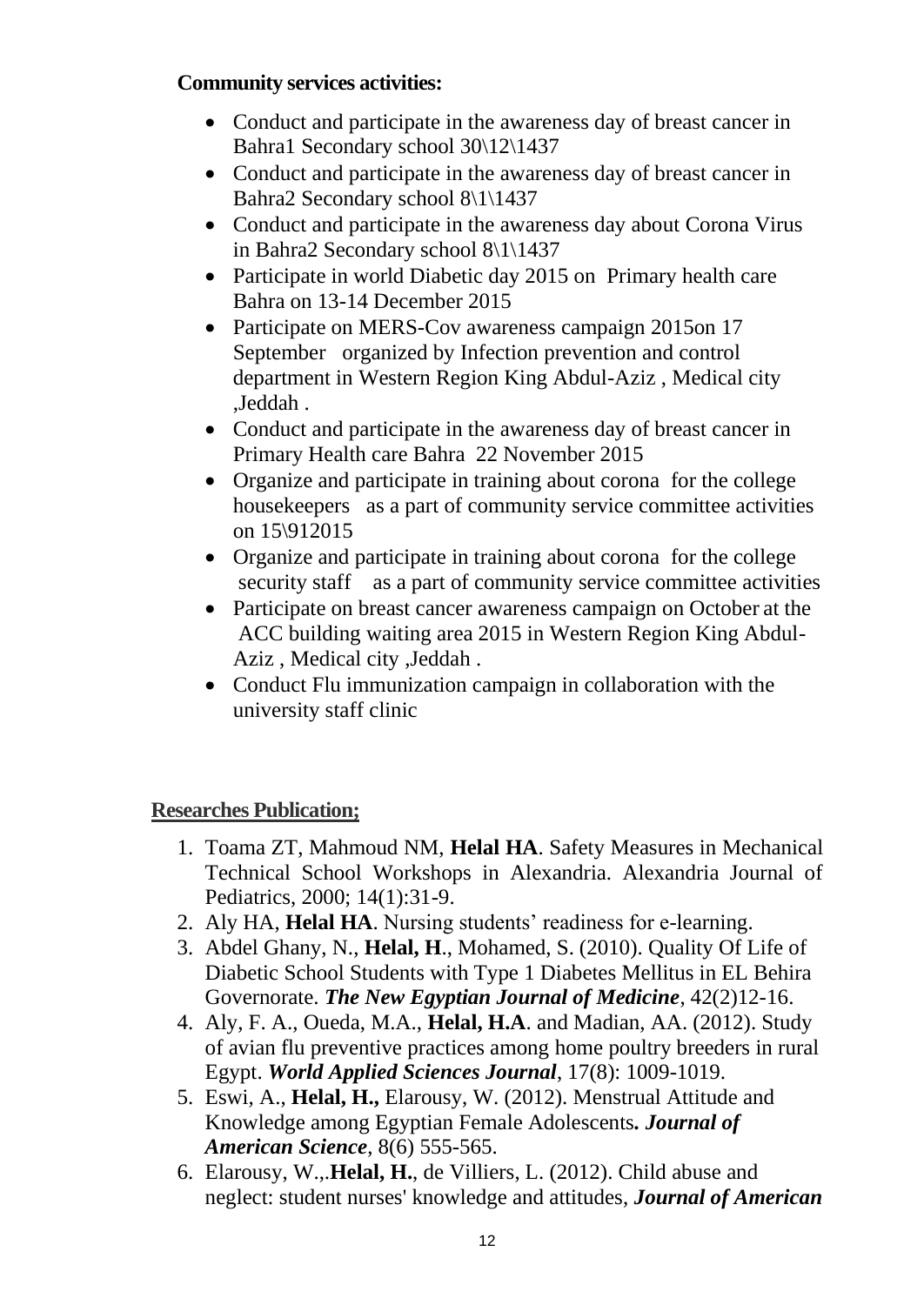**Community services activities:**

- Conduct and participate in the awareness day of breast cancer in Bahra1 Secondary school 30\12\1437
- Conduct and participate in the awareness day of breast cancer in Bahra2 Secondary school 8\1\1437
- Conduct and participate in the awareness day about Corona Virus in Bahra2 Secondary school 8\1\1437
- Participate in world Diabetic day 2015 on Primary health care Bahra on 13-14 December 2015
- Participate on MERS-Cov awareness campaign 2015on 17 September organized by Infection prevention and control department in Western Region King Abdul-Aziz , Medical city ,Jeddah .
- Conduct and participate in the awareness day of breast cancer in Primary Health care Bahra 22 November 2015
- Organize and participate in training about corona for the college housekeepers as a part of community service committee activities on 15\912015
- Organize and participate in training about corona for the college security staff as a part of community service committee activities
- Participate on breast cancer awareness campaign on October at the ACC building waiting area 2015 in Western Region King Abdul-Aziz , Medical city ,Jeddah .
- Conduct Flu immunization campaign in collaboration with the university staff clinic

**Researches Publication;**

1. Toama ZT, Mahmoud NM, **Helal HA**. Safety Measures in Mechanical Technical School Workshops in Alexandria. Alexandria Journal of Pediatrics, 2000; 14(1):31-9.
2. Aly HA, **Helal HA**. Nursing students' readiness for e-learning.
3. Abdel Ghany, N., **Helal, H**., Mohamed, S. (2010). Quality Of Life of Diabetic School Students with Type 1 Diabetes Mellitus in EL Behira Governorate. ***The New Egyptian Journal of Medicine***, 42(2)12-16.
4. Aly, F. A., Oueda, M.A., **Helal, H.A**. and Madian, AA. (2012). Study of avian flu preventive practices among home poultry breeders in rural Egypt. ***World Applied Sciences Journal***, 17(8): 1009-1019.
5. Eswi, A., **Helal, H.,** Elarousy, W. (2012). Menstrual Attitude and Knowledge among Egyptian Female Adolescents***. Journal of American Science***, 8(6) 555-565.
6. Elarousy, W.,.**Helal, H.**, de Villiers, L. (2012). Child abuse and neglect: student nurses' knowledge and attitudes, ***Journal of American***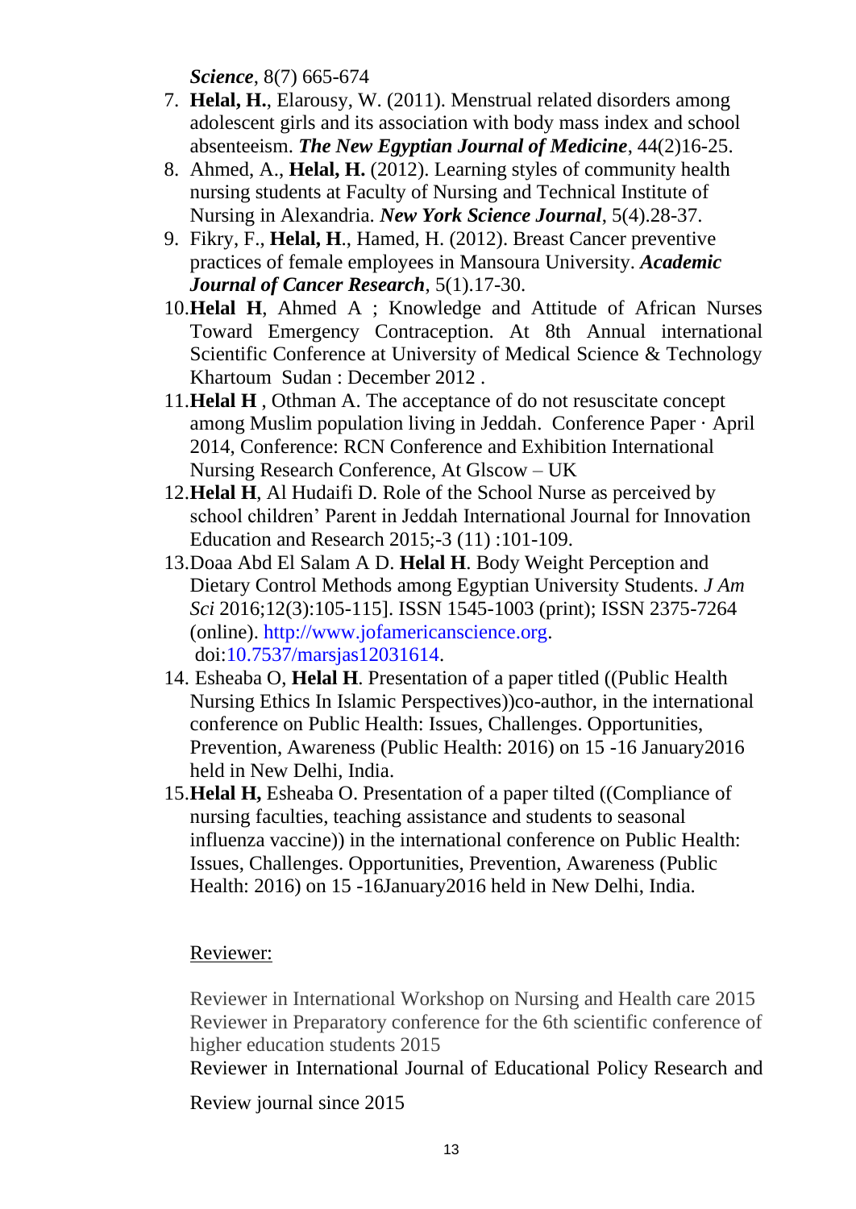*Science*, 8(7) 665-674

7. **Helal, H.**, Elarousy, W. (2011). Menstrual related disorders among adolescent girls and its association with body mass index and school absenteeism. ***The New Egyptian Journal of Medicine***, 44(2)16-25.
8. Ahmed, A., **Helal, H.** (2012). Learning styles of community health nursing students at Faculty of Nursing and Technical Institute of Nursing in Alexandria. ***New York Science Journal***, 5(4).28-37.
9. Fikry, F., **Helal, H**., Hamed, H. (2012). Breast Cancer preventive practices of female employees in Mansoura University. ***Academic Journal of Cancer Research***, 5(1).17-30.
10. **Helal H**, Ahmed A ; Knowledge and Attitude of African Nurses Toward Emergency Contraception. At 8th Annual international Scientific Conference at University of Medical Science & Technology Khartoum Sudan : December 2012 .
11. **Helal H** , Othman A. The acceptance of do not resuscitate concept among Muslim population living in Jeddah. Conference Paper · April 2014, Conference: RCN Conference and Exhibition International Nursing Research Conference, At Glscow – UK
12. **Helal H**, Al Hudaifi D. Role of the School Nurse as perceived by school children' Parent in Jeddah International Journal for Innovation Education and Research 2015;-3 (11) :101-109.
13. Doaa Abd El Salam A D. **Helal H**. Body Weight Perception and Dietary Control Methods among Egyptian University Students. *J Am Sci* 2016;12(3):105-115]. ISSN 1545-1003 (print); ISSN 2375-7264 (online). http://www.jofamericanscience.org. doi:10.7537/marsjas12031614.
14. Esheaba O, **Helal H**. Presentation of a paper titled ((Public Health Nursing Ethics In Islamic Perspectives))co-author, in the international conference on Public Health: Issues, Challenges. Opportunities, Prevention, Awareness (Public Health: 2016) on 15 -16 January2016 held in New Delhi, India.
15. **Helal H,** Esheaba O. Presentation of a paper tilted ((Compliance of nursing faculties, teaching assistance and students to seasonal influenza vaccine)) in the international conference on Public Health: Issues, Challenges. Opportunities, Prevention, Awareness (Public Health: 2016) on 15 -16January2016 held in New Delhi, India.

Reviewer:

Reviewer in International Workshop on Nursing and Health care 2015
Reviewer in Preparatory conference for the 6th scientific conference of higher education students 2015
Reviewer in International Journal of Educational Policy Research and Review journal since 2015